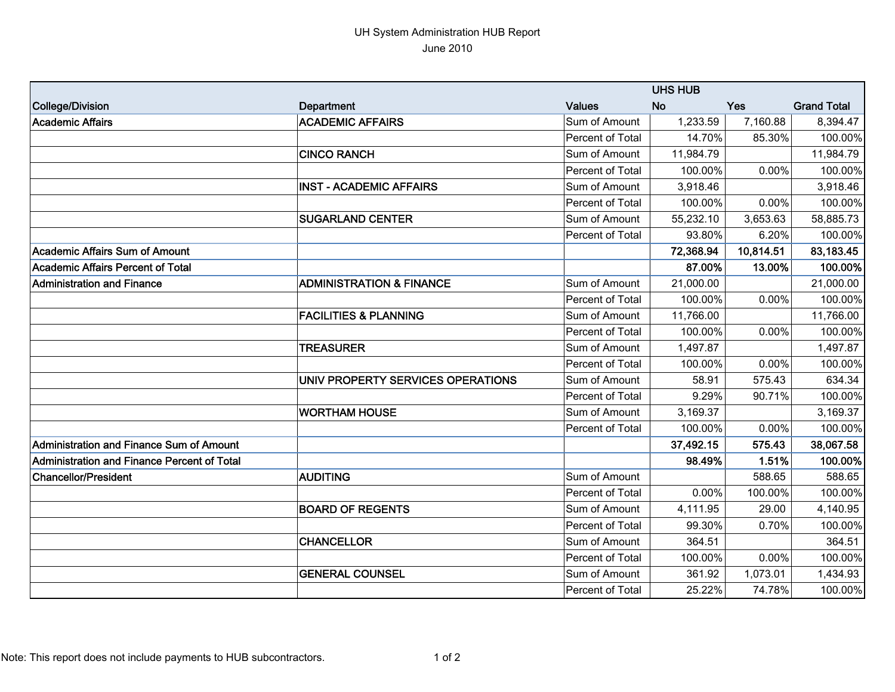UH System Administration HUB Report
June 2010

| College/Division | Department | Values | UHS HUB No | UHS HUB Yes | Grand Total |
|---|---|---|---|---|---|
| **Academic Affairs** | **ACADEMIC AFFAIRS** | Sum of Amount | 1,233.59 | 7,160.88 | 8,394.47 |
| | | Percent of Total | 14.70% | 85.30% | 100.00% |
| | **CINCO RANCH** | Sum of Amount | 11,984.79 | | 11,984.79 |
| | | Percent of Total | 100.00% | 0.00% | 100.00% |
| | **INST - ACADEMIC AFFAIRS** | Sum of Amount | 3,918.46 | | 3,918.46 |
| | | Percent of Total | 100.00% | 0.00% | 100.00% |
| | **SUGARLAND CENTER** | Sum of Amount | 55,232.10 | 3,653.63 | 58,885.73 |
| | | Percent of Total | 93.80% | 6.20% | 100.00% |
| **Academic Affairs Sum of Amount** | | | **72,368.94** | **10,814.51** | **83,183.45** |
| **Academic Affairs Percent of Total** | | | **87.00%** | **13.00%** | **100.00%** |
| **Administration and Finance** | **ADMINISTRATION & FINANCE** | Sum of Amount | 21,000.00 | | 21,000.00 |
| | | Percent of Total | 100.00% | 0.00% | 100.00% |
| | **FACILITIES & PLANNING** | Sum of Amount | 11,766.00 | | 11,766.00 |
| | | Percent of Total | 100.00% | 0.00% | 100.00% |
| | **TREASURER** | Sum of Amount | 1,497.87 | | 1,497.87 |
| | | Percent of Total | 100.00% | 0.00% | 100.00% |
| | **UNIV PROPERTY SERVICES OPERATIONS** | Sum of Amount | 58.91 | 575.43 | 634.34 |
| | | Percent of Total | 9.29% | 90.71% | 100.00% |
| | **WORTHAM HOUSE** | Sum of Amount | 3,169.37 | | 3,169.37 |
| | | Percent of Total | 100.00% | 0.00% | 100.00% |
| **Administration and Finance Sum of Amount** | | | **37,492.15** | **575.43** | **38,067.58** |
| **Administration and Finance Percent of Total** | | | **98.49%** | **1.51%** | **100.00%** |
| **Chancellor/President** | **AUDITING** | Sum of Amount | | 588.65 | 588.65 |
| | | Percent of Total | 0.00% | 100.00% | 100.00% |
| | **BOARD OF REGENTS** | Sum of Amount | 4,111.95 | 29.00 | 4,140.95 |
| | | Percent of Total | 99.30% | 0.70% | 100.00% |
| | **CHANCELLOR** | Sum of Amount | 364.51 | | 364.51 |
| | | Percent of Total | 100.00% | 0.00% | 100.00% |
| | **GENERAL COUNSEL** | Sum of Amount | 361.92 | 1,073.01 | 1,434.93 |
| | | Percent of Total | 25.22% | 74.78% | 100.00% |

Note: This report does not include payments to HUB subcontractors.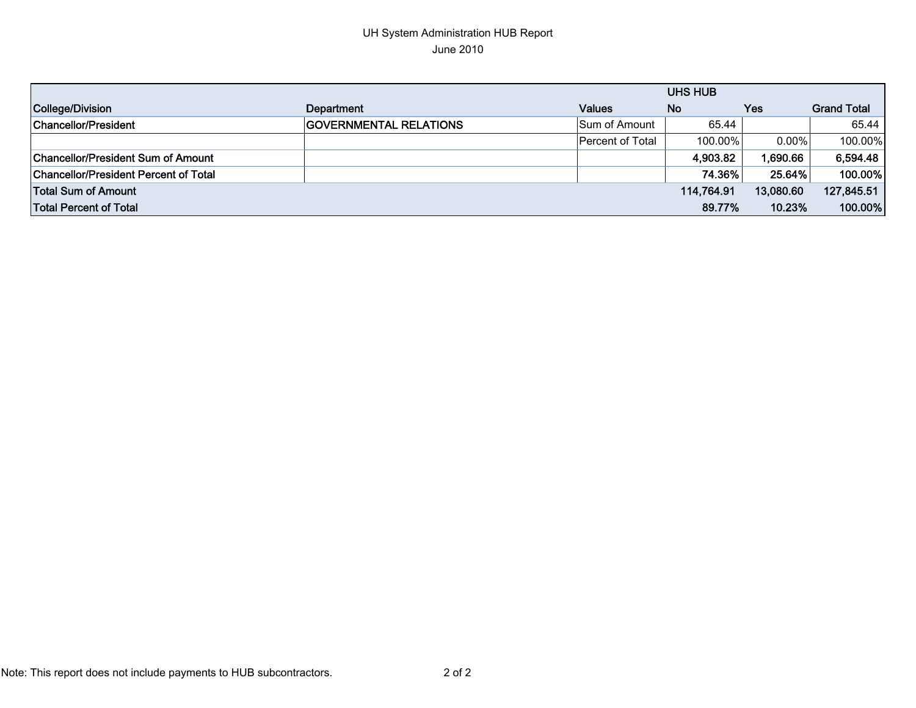UH System Administration HUB Report
June 2010

| | | | UHS HUB | | |
|---|---|---|---|---|---|
| **College/Division** | **Department** | **Values** | **No** | **Yes** | **Grand Total** |
| **Chancellor/President** | **GOVERNMENTAL RELATIONS** | Sum of Amount | 65.44 | | 65.44 |
| | | Percent of Total | 100.00% | 0.00% | 100.00% |
| **Chancellor/President Sum of Amount** | | | **4,903.82** | **1,690.66** | **6,594.48** |
| **Chancellor/President Percent of Total** | | | **74.36%** | **25.64%** | **100.00%** |
| **Total Sum of Amount** | | | **114,764.91** | **13,080.60** | **127,845.51** |
| **Total Percent of Total** | | | **89.77%** | **10.23%** | **100.00%** |

Note: This report does not include payments to HUB subcontractors.